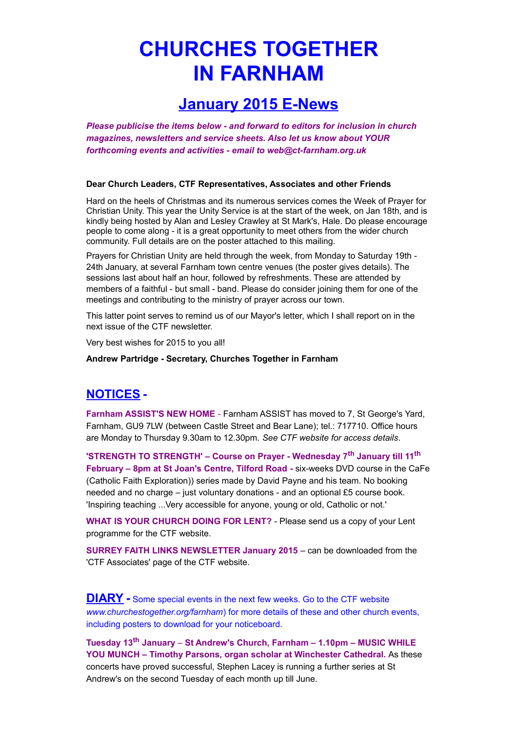# CHURCHES TOGETHER IN FARNHAM

## January 2015 E-News

***Please publicise the items below - and forward to editors for inclusion in church magazines, newsletters and service sheets. Also let us know about YOUR forthcoming events and activities - email to web@ct-farnham.org.uk***

**Dear Church Leaders, CTF Representatives, Associates and other Friends**

Hard on the heels of Christmas and its numerous services comes the Week of Prayer for Christian Unity. This year the Unity Service is at the start of the week, on Jan 18th, and is kindly being hosted by Alan and Lesley Crawley at St Mark's, Hale. Do please encourage people to come along - it is a great opportunity to meet others from the wider church community. Full details are on the poster attached to this mailing.

Prayers for Christian Unity are held through the week, from Monday to Saturday 19th - 24th January, at several Farnham town centre venues (the poster gives details). The sessions last about half an hour, followed by refreshments. These are attended by members of a faithful - but small - band. Please do consider joining them for one of the meetings and contributing to the ministry of prayer across our town.

This latter point serves to remind us of our Mayor's letter, which I shall report on in the next issue of the CTF newsletter.

Very best wishes for 2015 to you all!

**Andrew Partridge - Secretary, Churches Together in Farnham**

## NOTICES -

**Farnham ASSIST'S NEW HOME** - Farnham ASSIST has moved to 7, St George's Yard, Farnham, GU9 7LW (between Castle Street and Bear Lane); tel.: 717710. Office hours are Monday to Thursday 9.30am to 12.30pm. *See CTF website for access details*.

**'STRENGTH TO STRENGTH' – Course on Prayer - Wednesday 7th January till 11th February – 8pm at St Joan's Centre, Tilford Road -** six-weeks DVD course in the CaFe (Catholic Faith Exploration)) series made by David Payne and his team. No booking needed and no charge – just voluntary donations - and an optional £5 course book. 'Inspiring teaching ...Very accessible for anyone, young or old, Catholic or not.'

**WHAT IS YOUR CHURCH DOING FOR LENT?** - Please send us a copy of your Lent programme for the CTF website.

**SURREY FAITH LINKS NEWSLETTER January 2015** – can be downloaded from the 'CTF Associates' page of the CTF website.

## DIARY - Some special events in the next few weeks. Go to the CTF website *www.churchestogether.org/farnham*) for more details of these and other church events, including posters to download for your noticeboard.

**Tuesday 13th January – St Andrew's Church, Farnham – 1.10pm – MUSIC WHILE YOU MUNCH – Timothy Parsons, organ scholar at Winchester Cathedral.** As these concerts have proved successful, Stephen Lacey is running a further series at St Andrew's on the second Tuesday of each month up till June.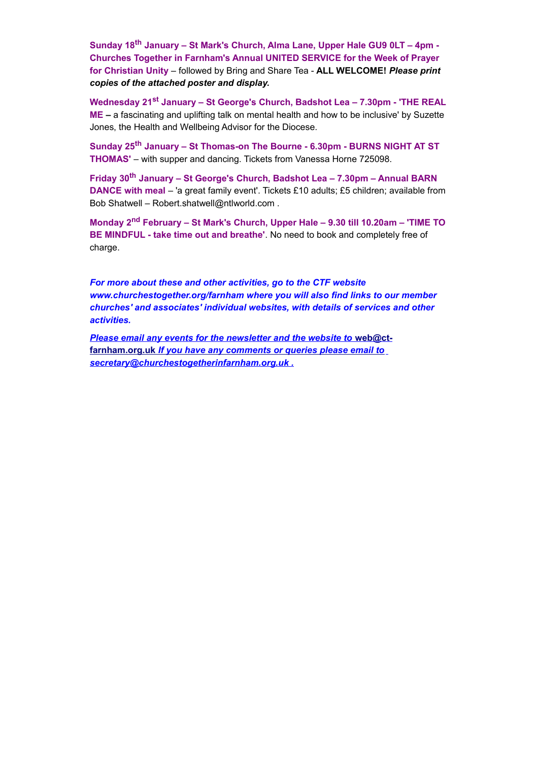**Sunday 18th January – St Mark's Church, Alma Lane, Upper Hale GU9 0LT – 4pm - Churches Together in Farnham's Annual UNITED SERVICE for the Week of Prayer for Christian Unity** – followed by Bring and Share Tea - **ALL WELCOME!** ***Please print copies of the attached poster and display.***

**Wednesday 21st January – St George's Church, Badshot Lea – 7.30pm - 'THE REAL ME –** a fascinating and uplifting talk on mental health and how to be inclusive' by Suzette Jones, the Health and Wellbeing Advisor for the Diocese.

**Sunday 25th January – St Thomas-on The Bourne - 6.30pm - BURNS NIGHT AT ST THOMAS'** – with supper and dancing. Tickets from Vanessa Horne 725098.

**Friday 30th January – St George's Church, Badshot Lea – 7.30pm – Annual BARN DANCE with meal** – 'a great family event'. Tickets £10 adults; £5 children; available from Bob Shatwell – Robert.shatwell@ntlworld.com .

**Monday 2nd February – St Mark's Church, Upper Hale – 9.30 till 10.20am – 'TIME TO BE MINDFUL - take time out and breathe'**. No need to book and completely free of charge.

***For more about these and other activities, go to the CTF website www.churchestogether.org/farnham where you will also find links to our member churches' and associates' individual websites, with details of services and other activities.***

***Please email any events for the newsletter and the website to*** **web@ct-farnham.org.uk** ***If you have any comments or queries please email to secretary@churchestogetherinfarnham.org.uk .***